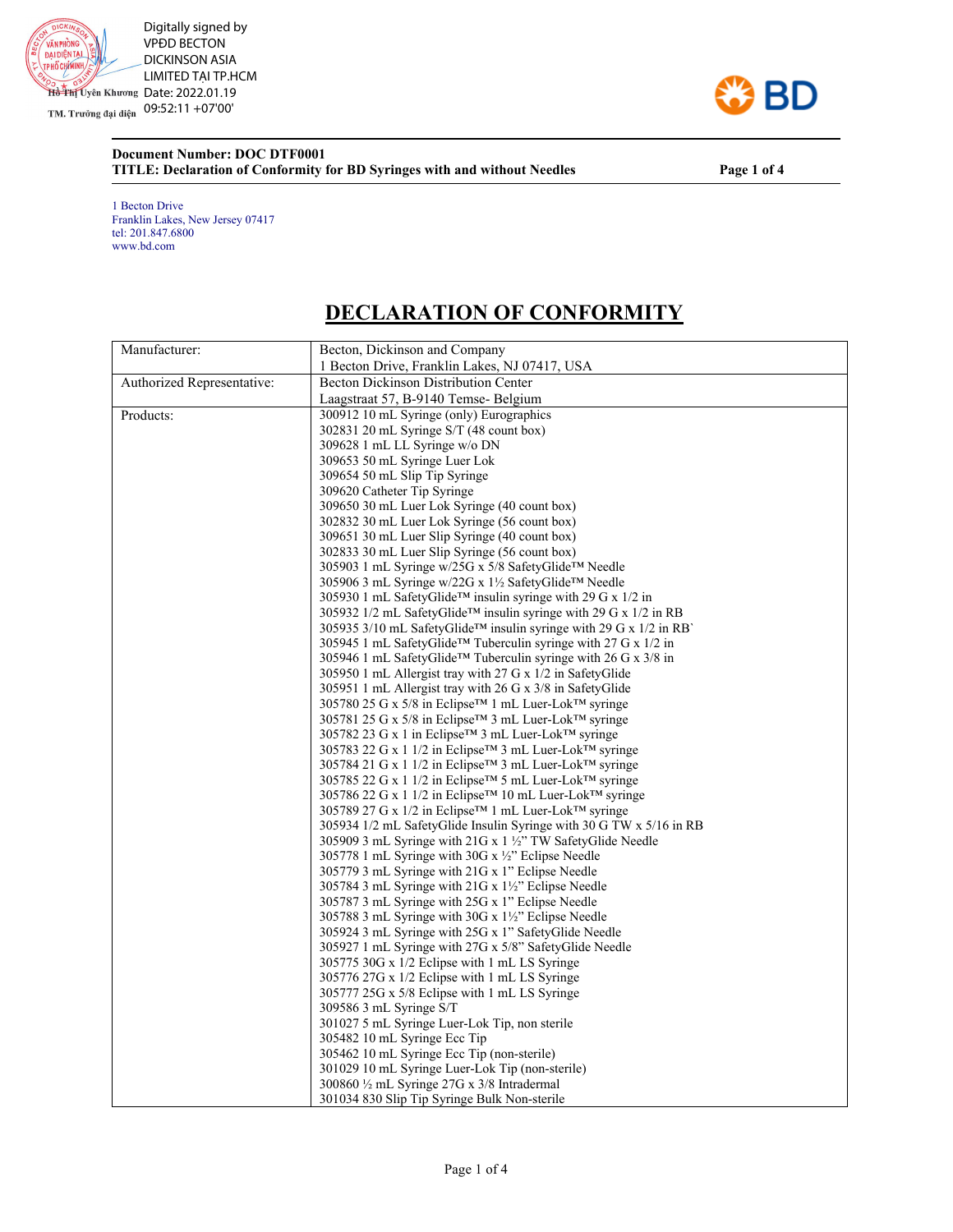Digitally signed by VPĐD BECTON DICKINSON ASIA LIMITED TẠI TP.HCM
Date: 2022.01.19 09:52:11 +07'00'

Hồ Thị Uyên Khương
TM. Trưởng đại diện

**Document Number: DOC DTF0001**
**TITLE: Declaration of Conformity for BD Syringes with and without Needles**

1 Becton Drive
Franklin Lakes, New Jersey 07417
tel: 201.847.6800
www.bd.com

# DECLARATION OF CONFORMITY

| | |
|---|---|
| Manufacturer: | Becton, Dickinson and Company<br>1 Becton Drive, Franklin Lakes, NJ 07417, USA |
| Authorized Representative: | Becton Dickinson Distribution Center<br>Laagstraat 57, B-9140 Temse- Belgium |
| Products: | 300912 10 mL Syringe (only) Eurographics<br>302831 20 mL Syringe S/T (48 count box)<br>309628 1 mL LL Syringe w/o DN<br>309653 50 mL Syringe Luer Lok<br>309654 50 mL Slip Tip Syringe<br>309620 Catheter Tip Syringe<br>309650 30 mL Luer Lok Syringe (40 count box)<br>302832 30 mL Luer Lok Syringe (56 count box)<br>309651 30 mL Luer Slip Syringe (40 count box)<br>302833 30 mL Luer Slip Syringe (56 count box)<br>305903 1 mL Syringe w/25G x 5/8 SafetyGlide™ Needle<br>305906 3 mL Syringe w/22G x 1½ SafetyGlide™ Needle<br>305930 1 mL SafetyGlide™ insulin syringe with 29 G x 1/2 in<br>305932 1/2 mL SafetyGlide™ insulin syringe with 29 G x 1/2 in RB<br>305935 3/10 mL SafetyGlide™ insulin syringe with 29 G x 1/2 in RB`<br>305945 1 mL SafetyGlide™ Tuberculin syringe with 27 G x 1/2 in<br>305946 1 mL SafetyGlide™ Tuberculin syringe with 26 G x 3/8 in<br>305950 1 mL Allergist tray with 27 G x 1/2 in SafetyGlide<br>305951 1 mL Allergist tray with 26 G x 3/8 in SafetyGlide<br>305780 25 G x 5/8 in Eclipse™ 1 mL Luer-Lok™ syringe<br>305781 25 G x 5/8 in Eclipse™ 3 mL Luer-Lok™ syringe<br>305782 23 G x 1 in Eclipse™ 3 mL Luer-Lok™ syringe<br>305783 22 G x 1 1/2 in Eclipse™ 3 mL Luer-Lok™ syringe<br>305784 21 G x 1 1/2 in Eclipse™ 3 mL Luer-Lok™ syringe<br>305785 22 G x 1 1/2 in Eclipse™ 5 mL Luer-Lok™ syringe<br>305786 22 G x 1 1/2 in Eclipse™ 10 mL Luer-Lok™ syringe<br>305789 27 G x 1/2 in Eclipse™ 1 mL Luer-Lok™ syringe<br>305934 1/2 mL SafetyGlide Insulin Syringe with 30 G TW x 5/16 in RB<br>305909 3 mL Syringe with 21G x 1 ½" TW SafetyGlide Needle<br>305778 1 mL Syringe with 30G x ½" Eclipse Needle<br>305779 3 mL Syringe with 21G x 1" Eclipse Needle<br>305784 3 mL Syringe with 21G x 1½" Eclipse Needle<br>305787 3 mL Syringe with 25G x 1" Eclipse Needle<br>305788 3 mL Syringe with 30G x 1½" Eclipse Needle<br>305924 3 mL Syringe with 25G x 1" SafetyGlide Needle<br>305927 1 mL Syringe with 27G x 5/8" SafetyGlide Needle<br>305775 30G x 1/2 Eclipse with 1 mL LS Syringe<br>305776 27G x 1/2 Eclipse with 1 mL LS Syringe<br>305777 25G x 5/8 Eclipse with 1 mL LS Syringe<br>309586 3 mL Syringe S/T<br>301027 5 mL Syringe Luer-Lok Tip, non sterile<br>305482 10 mL Syringe Ecc Tip<br>305462 10 mL Syringe Ecc Tip (non-sterile)<br>301029 10 mL Syringe Luer-Lok Tip (non-sterile)<br>300860 ½ mL Syringe 27G x 3/8 Intradermal<br>301034 830 Slip Tip Syringe Bulk Non-sterile |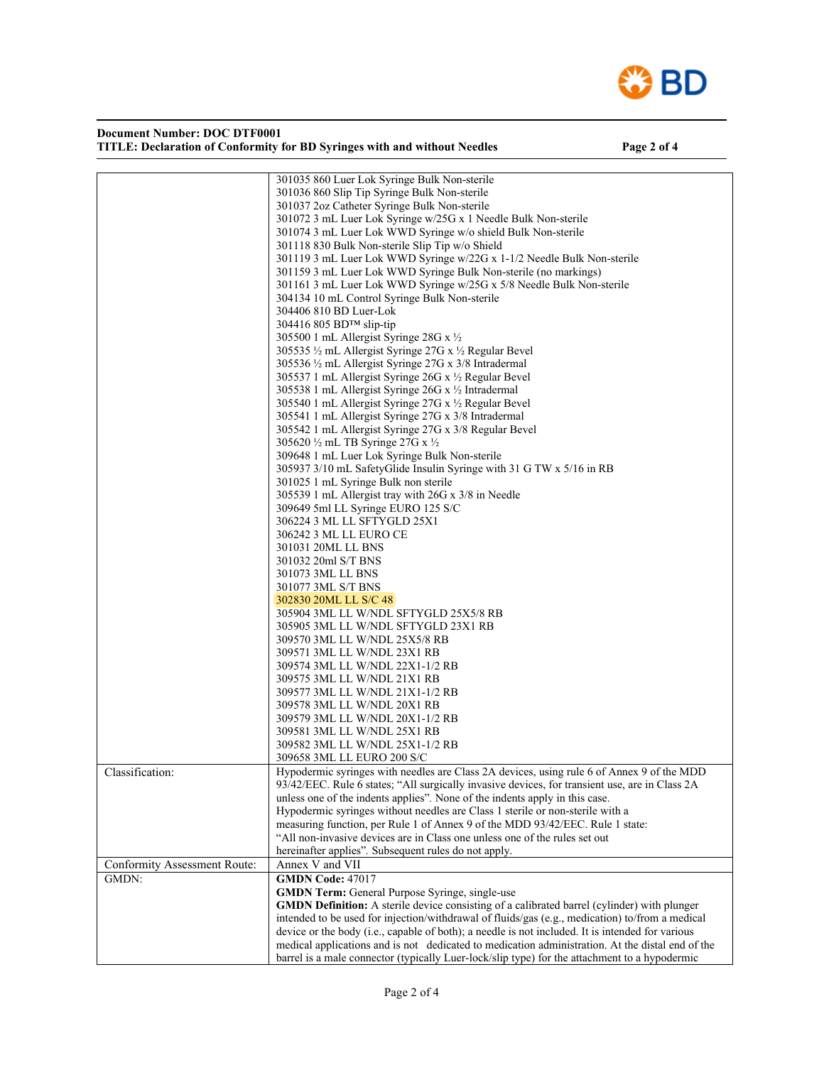| | |
|---|---|
| | 301035 860 Luer Lok Syringe Bulk Non-sterile<br>301036 860 Slip Tip Syringe Bulk Non-sterile<br>301037 2oz Catheter Syringe Bulk Non-sterile<br>301072 3 mL Luer Lok Syringe w/25G x 1 Needle Bulk Non-sterile<br>301074 3 mL Luer Lok WWD Syringe w/o shield Bulk Non-sterile<br>301118 830 Bulk Non-sterile Slip Tip w/o Shield<br>301119 3 mL Luer Lok WWD Syringe w/22G x 1-1/2 Needle Bulk Non-sterile<br>301159 3 mL Luer Lok WWD Syringe Bulk Non-sterile (no markings)<br>301161 3 mL Luer Lok WWD Syringe w/25G x 5/8 Needle Bulk Non-sterile<br>304134 10 mL Control Syringe Bulk Non-sterile<br>304406 810 BD Luer-Lok<br>304416 805 BD™ slip-tip<br>305500 1 mL Allergist Syringe 28G x ½<br>305535 ½ mL Allergist Syringe 27G x ½ Regular Bevel<br>305536 ½ mL Allergist Syringe 27G x 3/8 Intradermal<br>305537 1 mL Allergist Syringe 26G x ½ Regular Bevel<br>305538 1 mL Allergist Syringe 26G x ½ Intradermal<br>305540 1 mL Allergist Syringe 27G x ½ Regular Bevel<br>305541 1 mL Allergist Syringe 27G x 3/8 Intradermal<br>305542 1 mL Allergist Syringe 27G x 3/8 Regular Bevel<br>305620 ½ mL TB Syringe 27G x ½<br>309648 1 mL Luer Lok Syringe Bulk Non-sterile<br>305937 3/10 mL SafetyGlide Insulin Syringe with 31 G TW x 5/16 in RB<br>301025 1 mL Syringe Bulk non sterile<br>305539 1 mL Allergist tray with 26G x 3/8 in Needle<br>309649 5ml LL Syringe EURO 125 S/C<br>306224 3 ML LL SFTYGLD 25X1<br>306242 3 ML LL EURO CE<br>301031 20ML LL BNS<br>301032 20ml S/T BNS<br>301073 3ML LL BNS<br>301077 3ML S/T BNS<br>302830 20ML LL S/C 48<br>305904 3ML LL W/NDL SFTYGLD 25X5/8 RB<br>305905 3ML LL W/NDL SFTYGLD 23X1 RB<br>309570 3ML LL W/NDL 25X5/8 RB<br>309571 3ML LL W/NDL 23X1 RB<br>309574 3ML LL W/NDL 22X1-1/2 RB<br>309575 3ML LL W/NDL 21X1 RB<br>309577 3ML LL W/NDL 21X1-1/2 RB<br>309578 3ML LL W/NDL 20X1 RB<br>309579 3ML LL W/NDL 20X1-1/2 RB<br>309581 3ML LL W/NDL 25X1 RB<br>309582 3ML LL W/NDL 25X1-1/2 RB<br>309658 3ML LL EURO 200 S/C |
| Classification: | Hypodermic syringes with needles are Class 2A devices, using rule 6 of Annex 9 of the MDD 93/42/EEC. Rule 6 states; "All surgically invasive devices, for transient use, are in Class 2A unless one of the indents applies". None of the indents apply in this case.<br>Hypodermic syringes without needles are Class 1 sterile or non-sterile with a measuring function, per Rule 1 of Annex 9 of the MDD 93/42/EEC. Rule 1 state: "All non-invasive devices are in Class one unless one of the rules set out hereinafter applies". Subsequent rules do not apply. |
| Conformity Assessment Route: | Annex V and VII |
| GMDN: | **GMDN Code:** 47017<br>**GMDN Term:** General Purpose Syringe, single-use<br>**GMDN Definition:** A sterile device consisting of a calibrated barrel (cylinder) with plunger intended to be used for injection/withdrawal of fluids/gas (e.g., medication) to/from a medical device or the body (i.e., capable of both); a needle is not included. It is intended for various medical applications and is not dedicated to medication administration. At the distal end of the barrel is a male connector (typically Luer-lock/slip type) for the attachment to a hypodermic |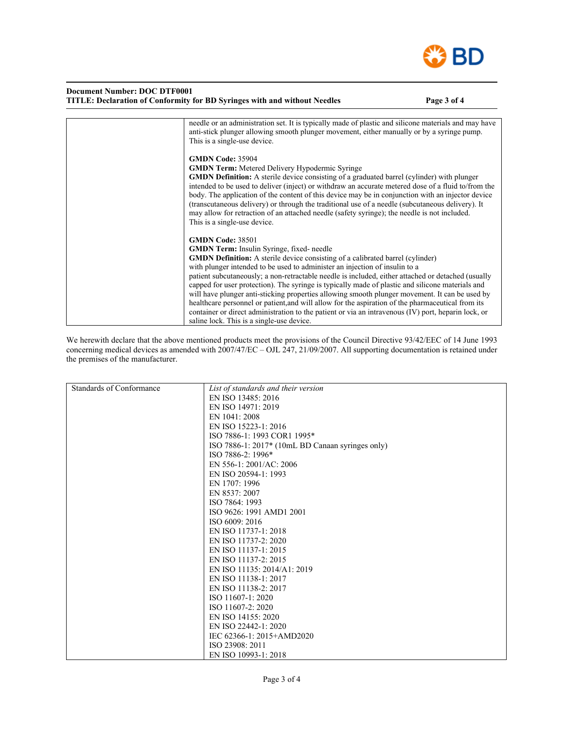| | |
|---|---|
| | needle or an administration set. It is typically made of plastic and silicone materials and may have anti-stick plunger allowing smooth plunger movement, either manually or by a syringe pump. This is a single-use device.<br><br>**GMDN Code:** 35904<br>**GMDN Term:** Metered Delivery Hypodermic Syringe<br>**GMDN Definition:** A sterile device consisting of a graduated barrel (cylinder) with plunger intended to be used to deliver (inject) or withdraw an accurate metered dose of a fluid to/from the body. The application of the content of this device may be in conjunction with an injector device (transcutaneous delivery) or through the traditional use of a needle (subcutaneous delivery). It may allow for retraction of an attached needle (safety syringe); the needle is not included. This is a single-use device.<br><br>**GMDN Code:** 38501<br>**GMDN Term:** Insulin Syringe, fixed- needle<br>**GMDN Definition:** A sterile device consisting of a calibrated barrel (cylinder) with plunger intended to be used to administer an injection of insulin to a patient subcutaneously; a non-retractable needle is included, either attached or detached (usually capped for user protection). The syringe is typically made of plastic and silicone materials and will have plunger anti-sticking properties allowing smooth plunger movement. It can be used by healthcare personnel or patient,and will allow for the aspiration of the pharmaceutical from its container or direct administration to the patient or via an intravenous (IV) port, heparin lock, or saline lock. This is a single-use device. |

We herewith declare that the above mentioned products meet the provisions of the Council Directive 93/42/EEC of 14 June 1993 concerning medical devices as amended with 2007/47/EC – OJL 247, 21/09/2007. All supporting documentation is retained under the premises of the manufacturer.

| Standards of Conformance | *List of standards and their version*<br>EN ISO 13485: 2016<br>EN ISO 14971: 2019<br>EN 1041: 2008<br>EN ISO 15223-1: 2016<br>ISO 7886-1: 1993 COR1 1995*<br>ISO 7886-1: 2017* (10mL BD Canaan syringes only)<br>ISO 7886-2: 1996*<br>EN 556-1: 2001/AC: 2006<br>EN ISO 20594-1: 1993<br>EN 1707: 1996<br>EN 8537: 2007<br>ISO 7864: 1993<br>ISO 9626: 1991 AMD1 2001<br>ISO 6009: 2016<br>EN ISO 11737-1: 2018<br>EN ISO 11737-2: 2020<br>EN ISO 11137-1: 2015<br>EN ISO 11137-2: 2015<br>EN ISO 11135: 2014/A1: 2019<br>EN ISO 11138-1: 2017<br>EN ISO 11138-2: 2017<br>ISO 11607-1: 2020<br>ISO 11607-2: 2020<br>EN ISO 14155: 2020<br>EN ISO 22442-1: 2020<br>IEC 62366-1: 2015+AMD2020<br>ISO 23908: 2011<br>EN ISO 10993-1: 2018 |
|---|---|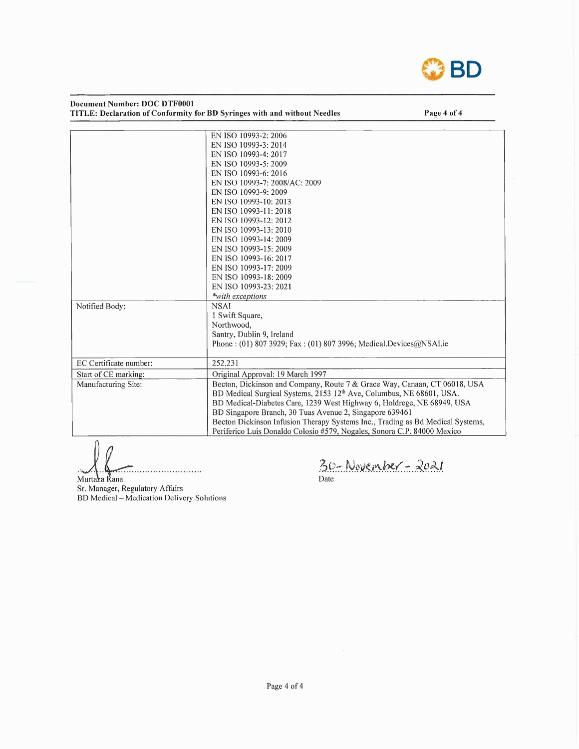| | |
|---|---|
| | EN ISO 10993-2: 2006<br>EN ISO 10993-3: 2014<br>EN ISO 10993-4: 2017<br>EN ISO 10993-5: 2009<br>EN ISO 10993-6: 2016<br>EN ISO 10993-7: 2008/AC: 2009<br>EN ISO 10993-9: 2009<br>EN ISO 10993-10: 2013<br>EN ISO 10993-11: 2018<br>EN ISO 10993-12: 2012<br>EN ISO 10993-13: 2010<br>EN ISO 10993-14: 2009<br>EN ISO 10993-15: 2009<br>EN ISO 10993-16: 2017<br>EN ISO 10993-17: 2009<br>EN ISO 10993-18: 2009<br>EN ISO 10993-23: 2021<br>*\*with exceptions* |
| Notified Body: | NSAI<br>1 Swift Square,<br>Northwood,<br>Santry, Dublin 9, Ireland<br>Phone : (01) 807 3929; Fax : (01) 807 3996; Medical.Devices@NSAI.ie |
| EC Certificate number: | 252.231 |
| Start of CE marking: | Original Approval: 19 March 1997 |
| Manufacturing Site: | Becton, Dickinson and Company, Route 7 & Grace Way, Canaan, CT 06018, USA<br>BD Medical Surgical Systems, 2153 12th Ave, Columbus, NE 68601, USA.<br>BD Medical-Diabetes Care, 1239 West Highway 6, Holdrege, NE 68949, USA<br>BD Singapore Branch, 30 Tuas Avenue 2, Singapore 639461<br>Becton Dickinson Infusion Therapy Systems Inc., Trading as Bd Medical Systems, Periferico Luis Donaldo Colosio #579, Nogales, Sonora C.P. 84000 Mexico |

.......................................

Murtaza Rana
Sr. Manager, Regulatory Affairs
BD Medical – Medication Delivery Solutions

30-November-2021
Date